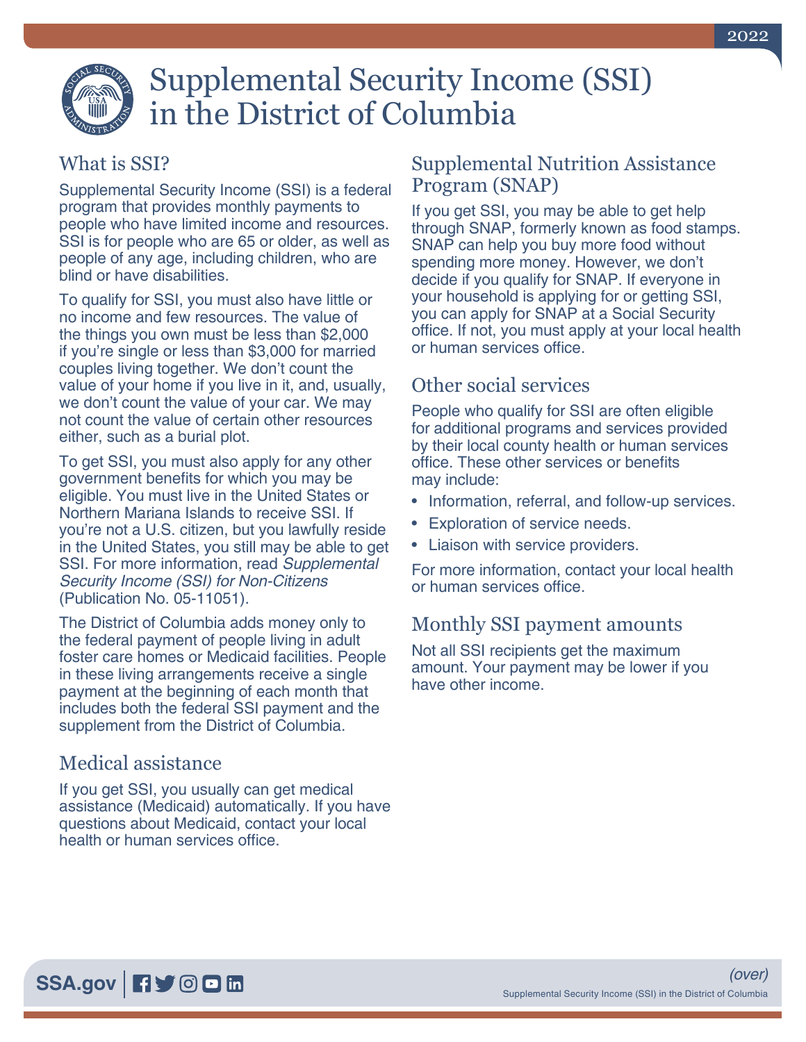# Supplemental Security Income (SSI) in the District of Columbia

## What is SSI?

Supplemental Security Income (SSI) is a federal program that provides monthly payments to people who have limited income and resources. SSI is for people who are 65 or older, as well as people of any age, including children, who are blind or have disabilities.

To qualify for SSI, you must also have little or no income and few resources. The value of the things you own must be less than $2,000 if you're single or less than $3,000 for married couples living together. We don't count the value of your home if you live in it, and, usually, we don't count the value of your car. We may not count the value of certain other resources either, such as a burial plot.

To get SSI, you must also apply for any other government benefits for which you may be eligible. You must live in the United States or Northern Mariana Islands to receive SSI. If you're not a U.S. citizen, but you lawfully reside in the United States, you still may be able to get SSI. For more information, read *Supplemental Security Income (SSI) for Non-Citizens* (Publication No. 05-11051).

The District of Columbia adds money only to the federal payment of people living in adult foster care homes or Medicaid facilities. People in these living arrangements receive a single payment at the beginning of each month that includes both the federal SSI payment and the supplement from the District of Columbia.

## Medical assistance

If you get SSI, you usually can get medical assistance (Medicaid) automatically. If you have questions about Medicaid, contact your local health or human services office.

## Supplemental Nutrition Assistance Program (SNAP)

If you get SSI, you may be able to get help through SNAP, formerly known as food stamps. SNAP can help you buy more food without spending more money. However, we don't decide if you qualify for SNAP. If everyone in your household is applying for or getting SSI, you can apply for SNAP at a Social Security office. If not, you must apply at your local health or human services office.

## Other social services

People who qualify for SSI are often eligible for additional programs and services provided by their local county health or human services office. These other services or benefits may include:

- Information, referral, and follow-up services.
- Exploration of service needs.
- Liaison with service providers.

For more information, contact your local health or human services office.

## Monthly SSI payment amounts

Not all SSI recipients get the maximum amount. Your payment may be lower if you have other income.

*(over)*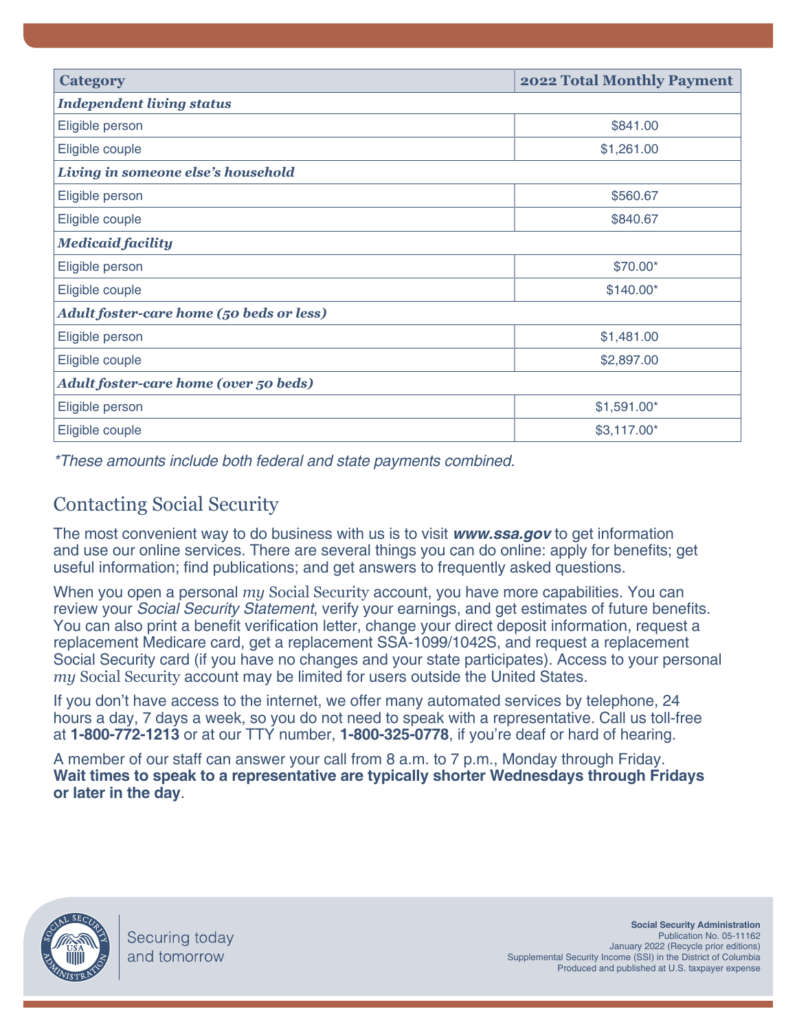| Category | 2022 Total Monthly Payment |
| --- | --- |
| ***Independent living status*** | |
| Eligible person | $841.00 |
| Eligible couple | $1,261.00 |
| ***Living in someone else's household*** | |
| Eligible person | $560.67 |
| Eligible couple | $840.67 |
| ***Medicaid facility*** | |
| Eligible person | $70.00* |
| Eligible couple | $140.00* |
| ***Adult foster-care home (50 beds or less)*** | |
| Eligible person | $1,481.00 |
| Eligible couple | $2,897.00 |
| ***Adult foster-care home (over 50 beds)*** | |
| Eligible person | $1,591.00* |
| Eligible couple | $3,117.00* |

*\*These amounts include both federal and state payments combined.*

## Contacting Social Security

The most convenient way to do business with us is to visit ***www.ssa.gov*** to get information and use our online services. There are several things you can do online: apply for benefits; get useful information; find publications; and get answers to frequently asked questions.

When you open a personal *my* Social Security account, you have more capabilities. You can review your *Social Security Statement*, verify your earnings, and get estimates of future benefits. You can also print a benefit verification letter, change your direct deposit information, request a replacement Medicare card, get a replacement SSA-1099/1042S, and request a replacement Social Security card (if you have no changes and your state participates). Access to your personal *my* Social Security account may be limited for users outside the United States.

If you don't have access to the internet, we offer many automated services by telephone, 24 hours a day, 7 days a week, so you do not need to speak with a representative. Call us toll-free at **1-800-772-1213** or at our TTY number, **1-800-325-0778**, if you're deaf or hard of hearing.

A member of our staff can answer your call from 8 a.m. to 7 p.m., Monday through Friday. **Wait times to speak to a representative are typically shorter Wednesdays through Fridays or later in the day**.

Securing today and tomorrow

**Social Security Administration**
Publication No. 05-11162
January 2022 (Recycle prior editions)
Supplemental Security Income (SSI) in the District of Columbia
Produced and published at U.S. taxpayer expense